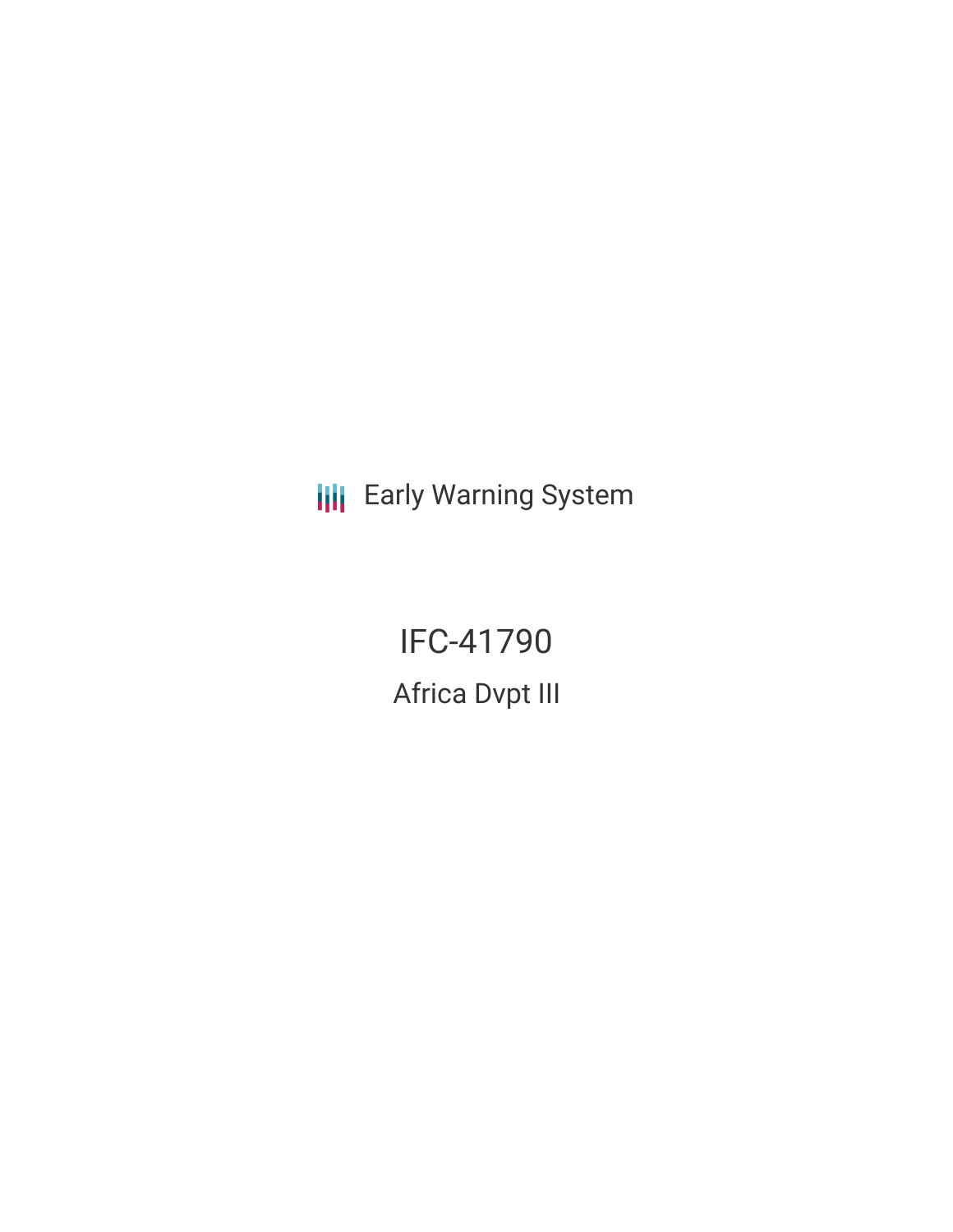Early Warning System

# IFC-41790

## Africa Dvpt III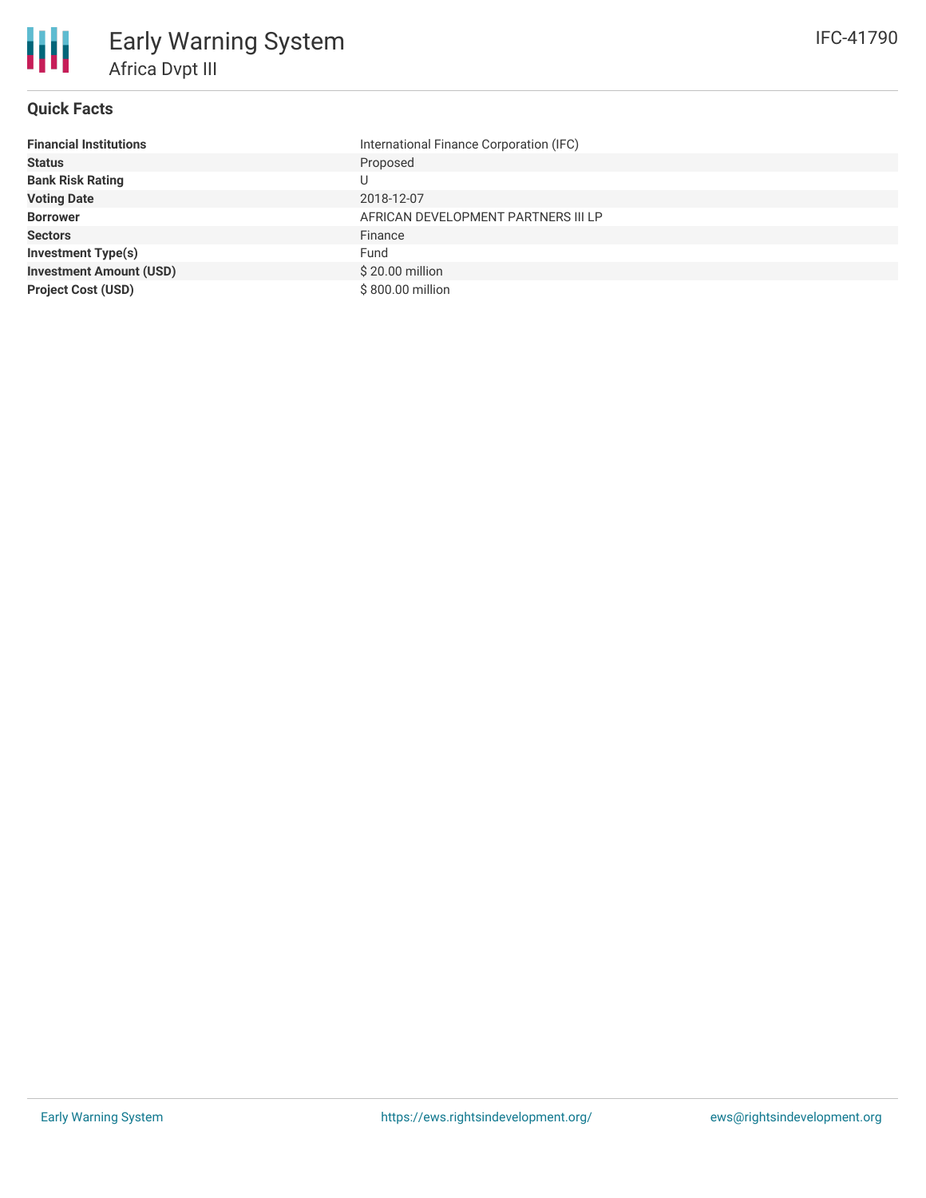# Early Warning System

## Africa Dvpt III

IFC-41790

### Quick Facts

| | |
|---|---|
| **Financial Institutions** | International Finance Corporation (IFC) |
| **Status** | Proposed |
| **Bank Risk Rating** | U |
| **Voting Date** | 2018-12-07 |
| **Borrower** | AFRICAN DEVELOPMENT PARTNERS III LP |
| **Sectors** | Finance |
| **Investment Type(s)** | Fund |
| **Investment Amount (USD)** | $ 20.00 million |
| **Project Cost (USD)** | $ 800.00 million |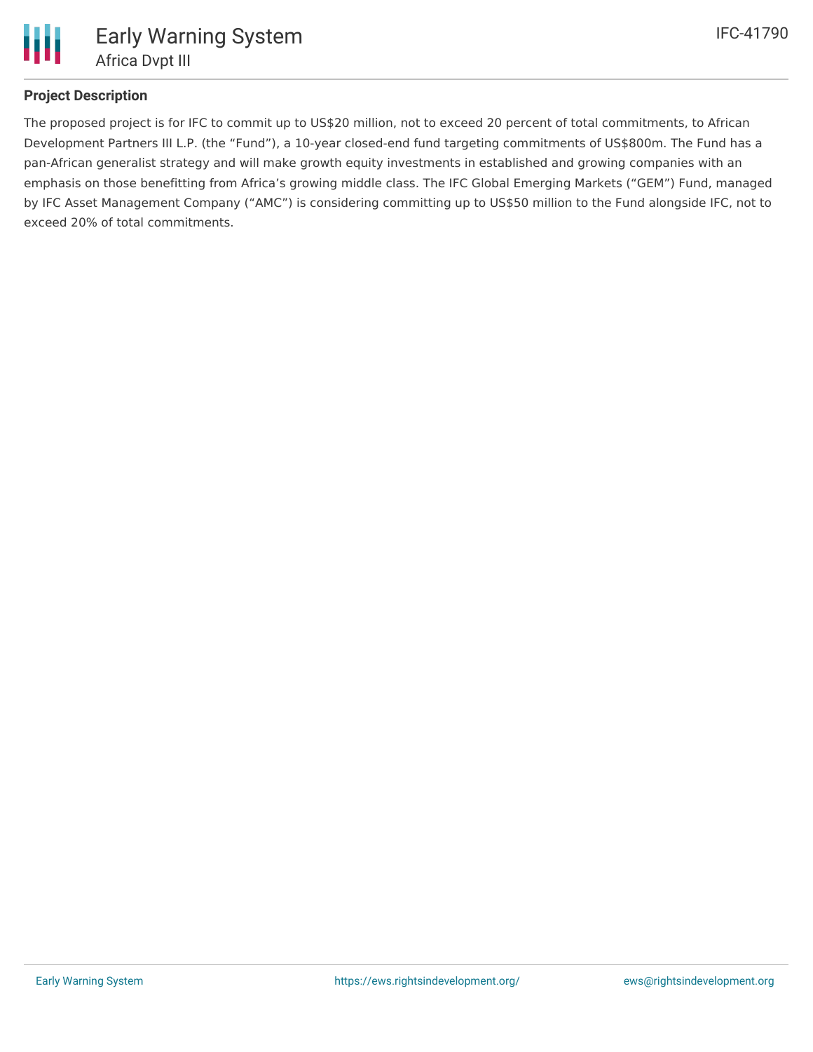## Project Description

The proposed project is for IFC to commit up to US$20 million, not to exceed 20 percent of total commitments, to African Development Partners III L.P. (the “Fund”), a 10-year closed-end fund targeting commitments of US$800m. The Fund has a pan-African generalist strategy and will make growth equity investments in established and growing companies with an emphasis on those benefitting from Africa’s growing middle class. The IFC Global Emerging Markets (“GEM”) Fund, managed by IFC Asset Management Company (“AMC”) is considering committing up to US$50 million to the Fund alongside IFC, not to exceed 20% of total commitments.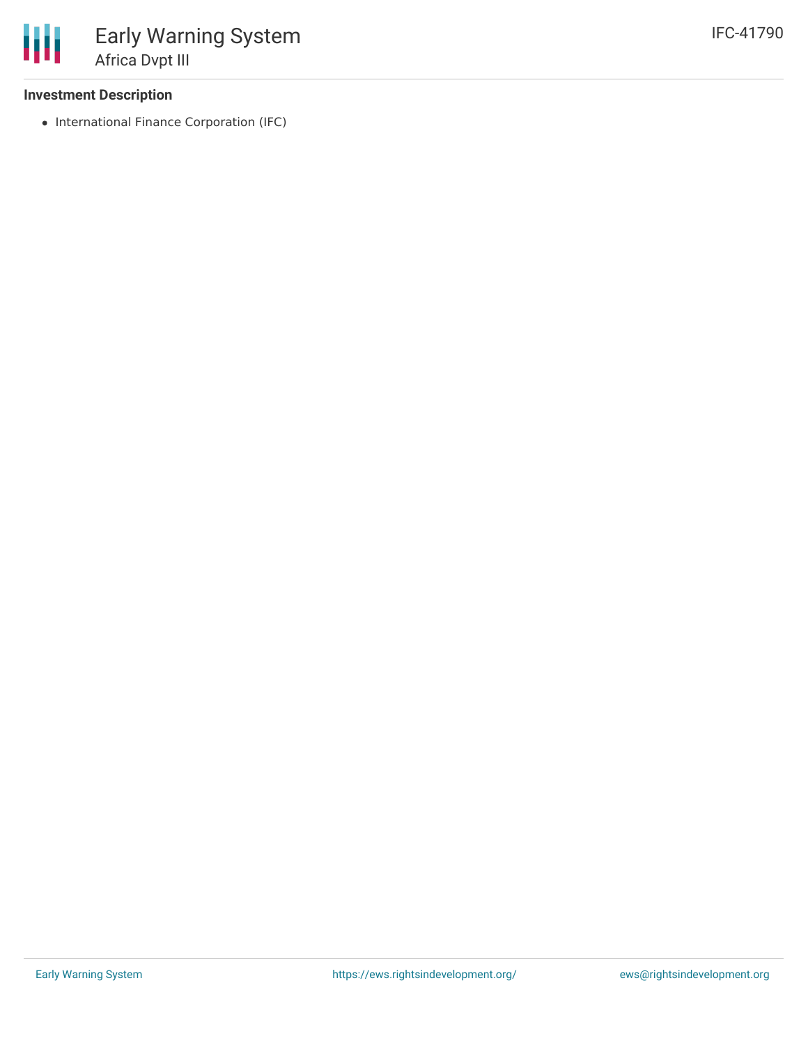## Investment Description

- International Finance Corporation (IFC)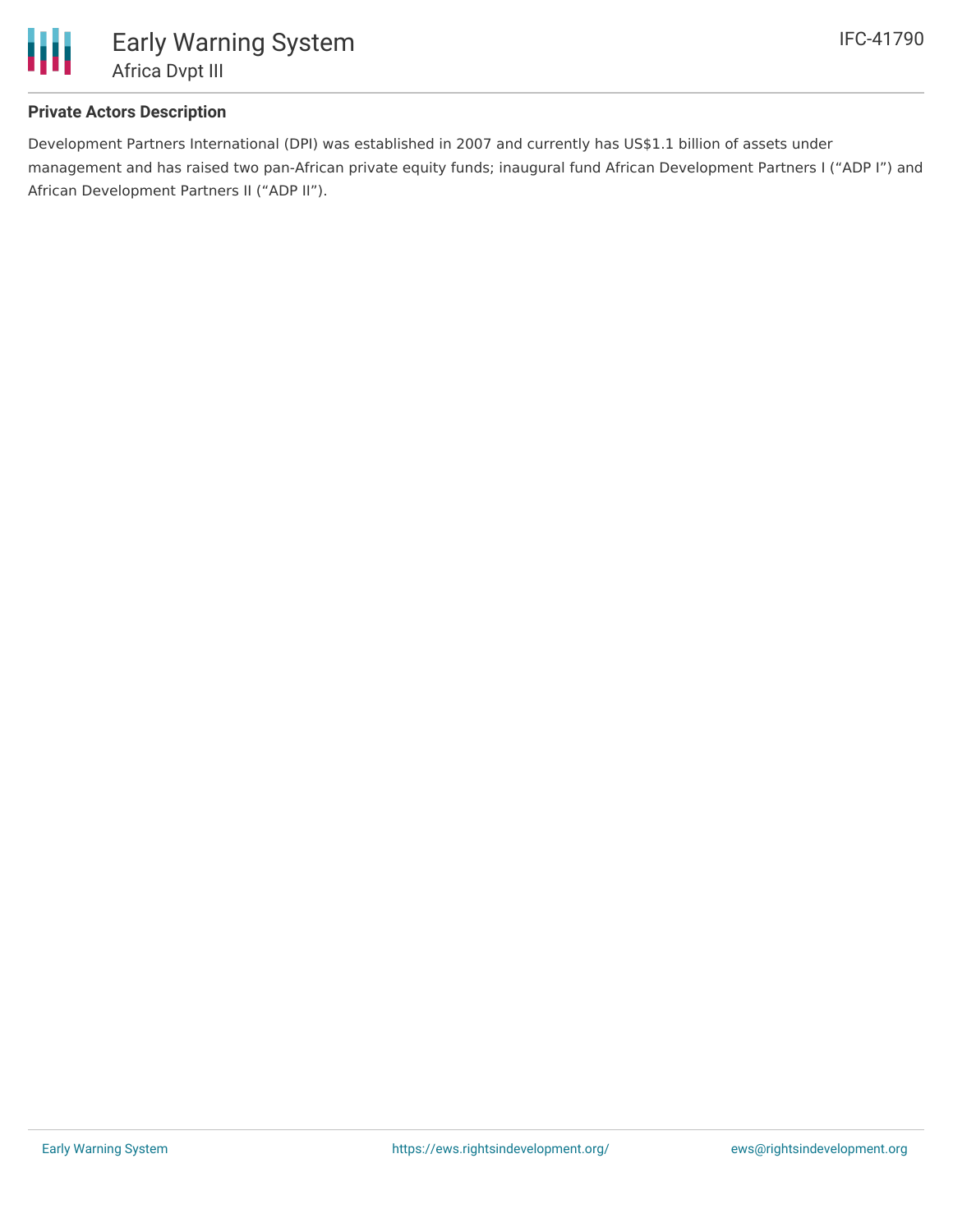**Private Actors Description**

Development Partners International (DPI) was established in 2007 and currently has US$1.1 billion of assets under management and has raised two pan-African private equity funds; inaugural fund African Development Partners I ("ADP I") and African Development Partners II ("ADP II").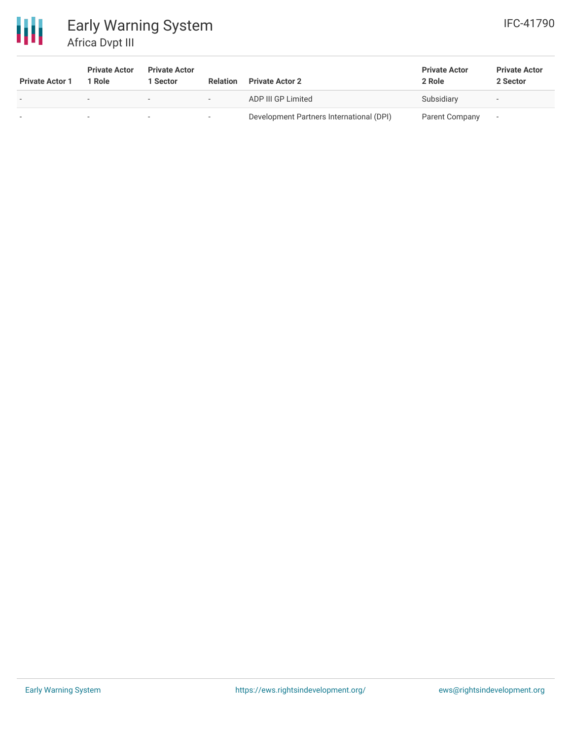| Private Actor 1 | Private Actor 1 Role | Private Actor 1 Sector | Relation | Private Actor 2 | Private Actor 2 Role | Private Actor 2 Sector |
|---|---|---|---|---|---|---|
| - | - | - | - | ADP III GP Limited | Subsidiary | - |
| - | - | - | - | Development Partners International (DPI) | Parent Company | - |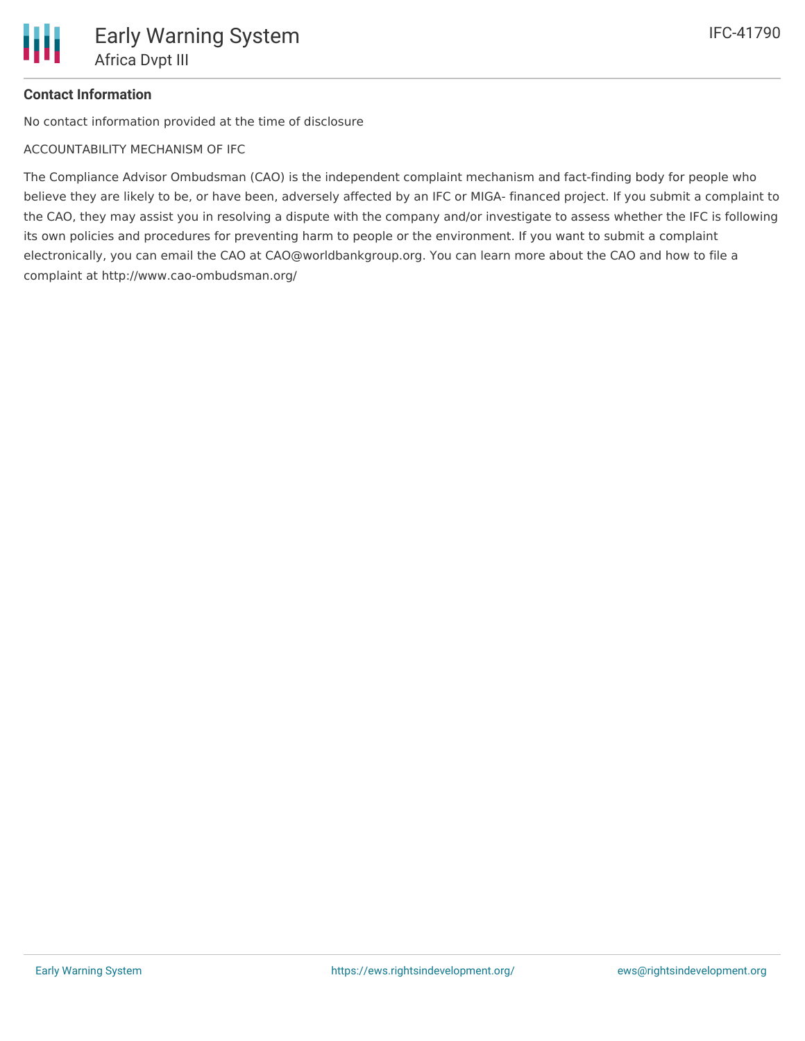### Contact Information

No contact information provided at the time of disclosure

ACCOUNTABILITY MECHANISM OF IFC

The Compliance Advisor Ombudsman (CAO) is the independent complaint mechanism and fact-finding body for people who believe they are likely to be, or have been, adversely affected by an IFC or MIGA- financed project. If you submit a complaint to the CAO, they may assist you in resolving a dispute with the company and/or investigate to assess whether the IFC is following its own policies and procedures for preventing harm to people or the environment. If you want to submit a complaint electronically, you can email the CAO at CAO@worldbankgroup.org. You can learn more about the CAO and how to file a complaint at http://www.cao-ombudsman.org/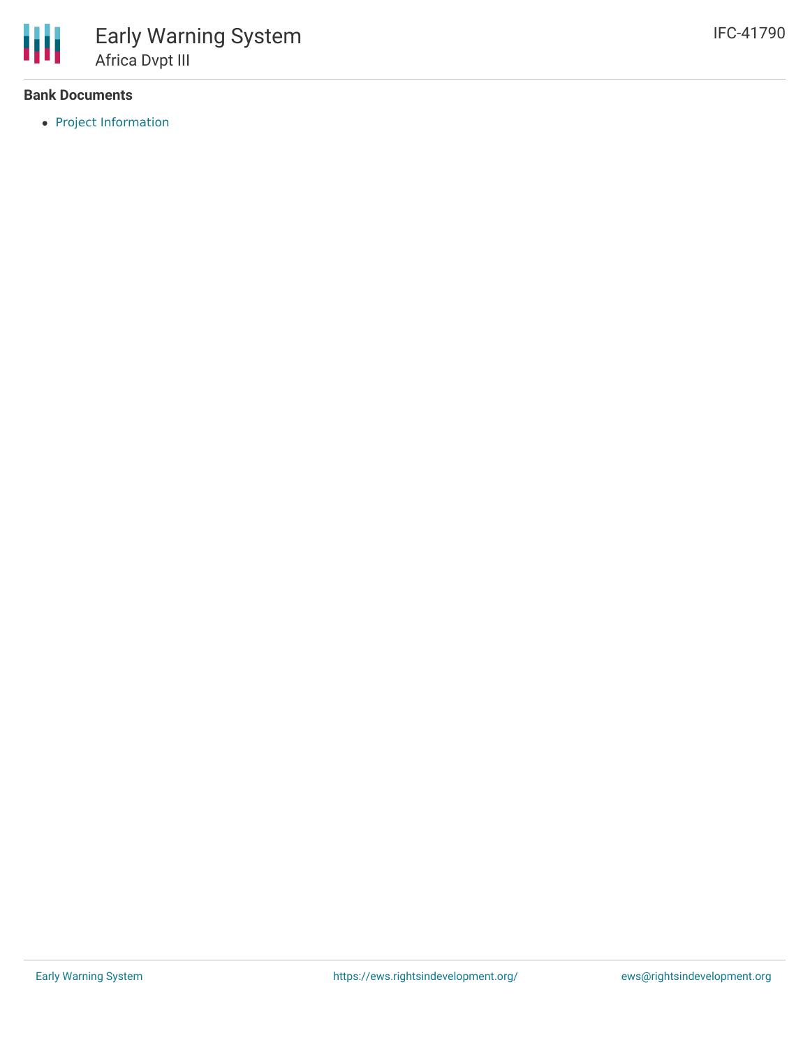**Bank Documents**

- Project Information